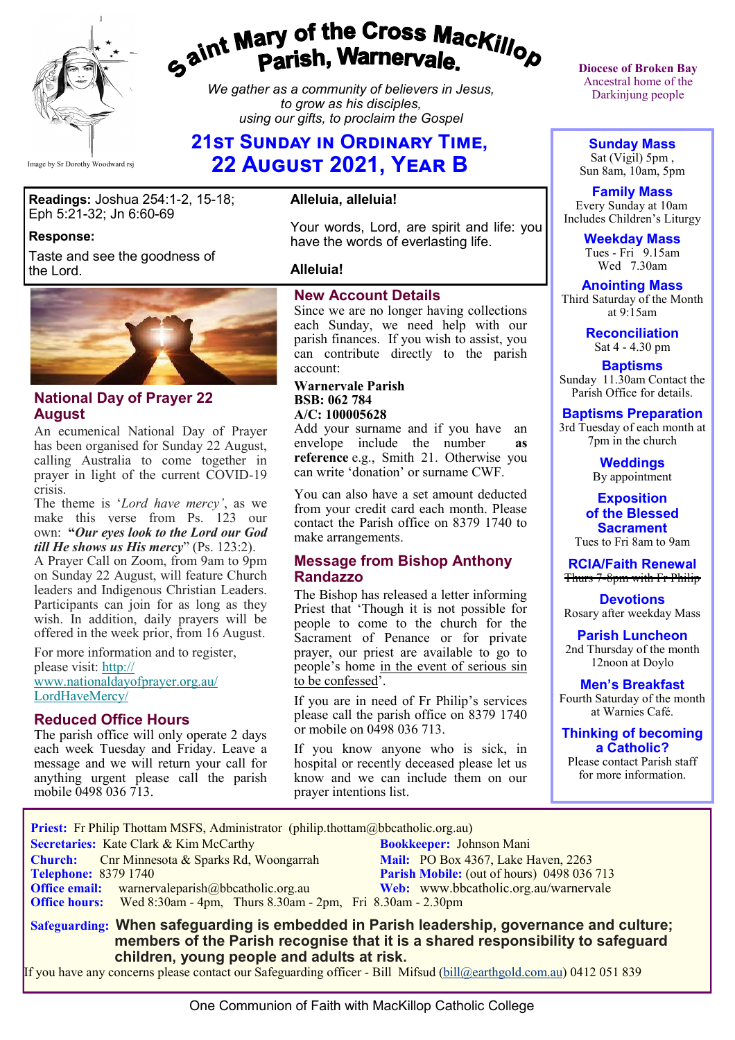# Saint Mary of the Cross MacKillop Parish, Warnervale.

*We gather as a community of believers in Jesus, to grow as his disciples, using our gifts, to proclaim the Gospel*

Image by Sr Dorothy Woodward rsj

**Diocese of Broken Bay**
Ancestral home of the Darkinjung people

## 21st Sunday in Ordinary Time, 22 August 2021, Year B

**Readings:** Joshua 254:1-2, 15-18; Eph 5:21-32; Jn 6:60-69

**Response:**

Taste and see the goodness of the Lord.

**Alleluia, alleluia!**

Your words, Lord, are spirit and life: you have the words of everlasting life.

**Alleluia!**

### National Day of Prayer 22 August

An ecumenical National Day of Prayer has been organised for Sunday 22 August, calling Australia to come together in prayer in light of the current COVID-19 crisis.

The theme is '*Lord have mercy'*, as we make this verse from Ps. 123 our own: **"*Our eyes look to the Lord our God till He shows us His mercy*"** (Ps. 123:2).

A Prayer Call on Zoom, from 9am to 9pm on Sunday 22 August, will feature Church leaders and Indigenous Christian Leaders. Participants can join for as long as they wish. In addition, daily prayers will be offered in the week prior, from 16 August.

For more information and to register, please visit: http://www.nationaldayofprayer.org.au/LordHaveMercy/

### Reduced Office Hours

The parish office will only operate 2 days each week Tuesday and Friday. Leave a message and we will return your call for anything urgent please call the parish mobile 0498 036 713.

### New Account Details

Since we are no longer having collections each Sunday, we need help with our parish finances. If you wish to assist, you can contribute directly to the parish account:

**Warnervale Parish**
**BSB: 062 784**
**A/C: 100005628**

Add your surname and if you have an envelope include the number **as reference** e.g., Smith 21. Otherwise you can write 'donation' or surname CWF.

You can also have a set amount deducted from your credit card each month. Please contact the Parish office on 8379 1740 to make arrangements.

### Message from Bishop Anthony Randazzo

The Bishop has released a letter informing Priest that 'Though it is not possible for people to come to the church for the Sacrament of Penance or for private prayer, our priest are available to go to people's home in the event of serious sin to be confessed'.

If you are in need of Fr Philip's services please call the parish office on 8379 1740 or mobile on 0498 036 713.

If you know anyone who is sick, in hospital or recently deceased please let us know and we can include them on our prayer intentions list.

**Sunday Mass**
Sat (Vigil) 5pm ,
Sun 8am, 10am, 5pm

**Family Mass**
Every Sunday at 10am
Includes Children's Liturgy

**Weekday Mass**
Tues - Fri 9.15am
Wed 7.30am

**Anointing Mass**
Third Saturday of the Month at 9:15am

**Reconciliation**
Sat 4 - 4.30 pm

**Baptisms**
Sunday 11.30am Contact the Parish Office for details.

**Baptisms Preparation**
3rd Tuesday of each month at 7pm in the church

**Weddings**
By appointment

**Exposition of the Blessed Sacrament**
Tues to Fri 8am to 9am

**RCIA/Faith Renewal**
~~Thurs 7-8pm with Fr Philip~~

**Devotions**
Rosary after weekday Mass

**Parish Luncheon**
2nd Thursday of the month 12noon at Doylo

**Men's Breakfast**
Fourth Saturday of the month at Warnies Café.

**Thinking of becoming a Catholic?**
Please contact Parish staff for more information.

**Priest:** Fr Philip Thottam MSFS, Administrator (philip.thottam@bbcatholic.org.au)
**Secretaries:** Kate Clark & Kim McCarthy
**Bookkeeper:** Johnson Mani
**Church:** Cnr Minnesota & Sparks Rd, Woongarrah
**Mail:** PO Box 4367, Lake Haven, 2263
**Telephone:** 8379 1740
**Parish Mobile:** (out of hours) 0498 036 713
**Office email:** warnervaleparish@bbcatholic.org.au
**Web:** www.bbcatholic.org.au/warnervale
**Office hours:** Wed 8:30am - 4pm, Thurs 8.30am - 2pm, Fri 8.30am - 2.30pm

**Safeguarding:** **When safeguarding is embedded in Parish leadership, governance and culture; members of the Parish recognise that it is a shared responsibility to safeguard children, young people and adults at risk.**

If you have any concerns please contact our Safeguarding officer - Bill Mifsud (bill@earthgold.com.au) 0412 051 839

One Communion of Faith with MacKillop Catholic College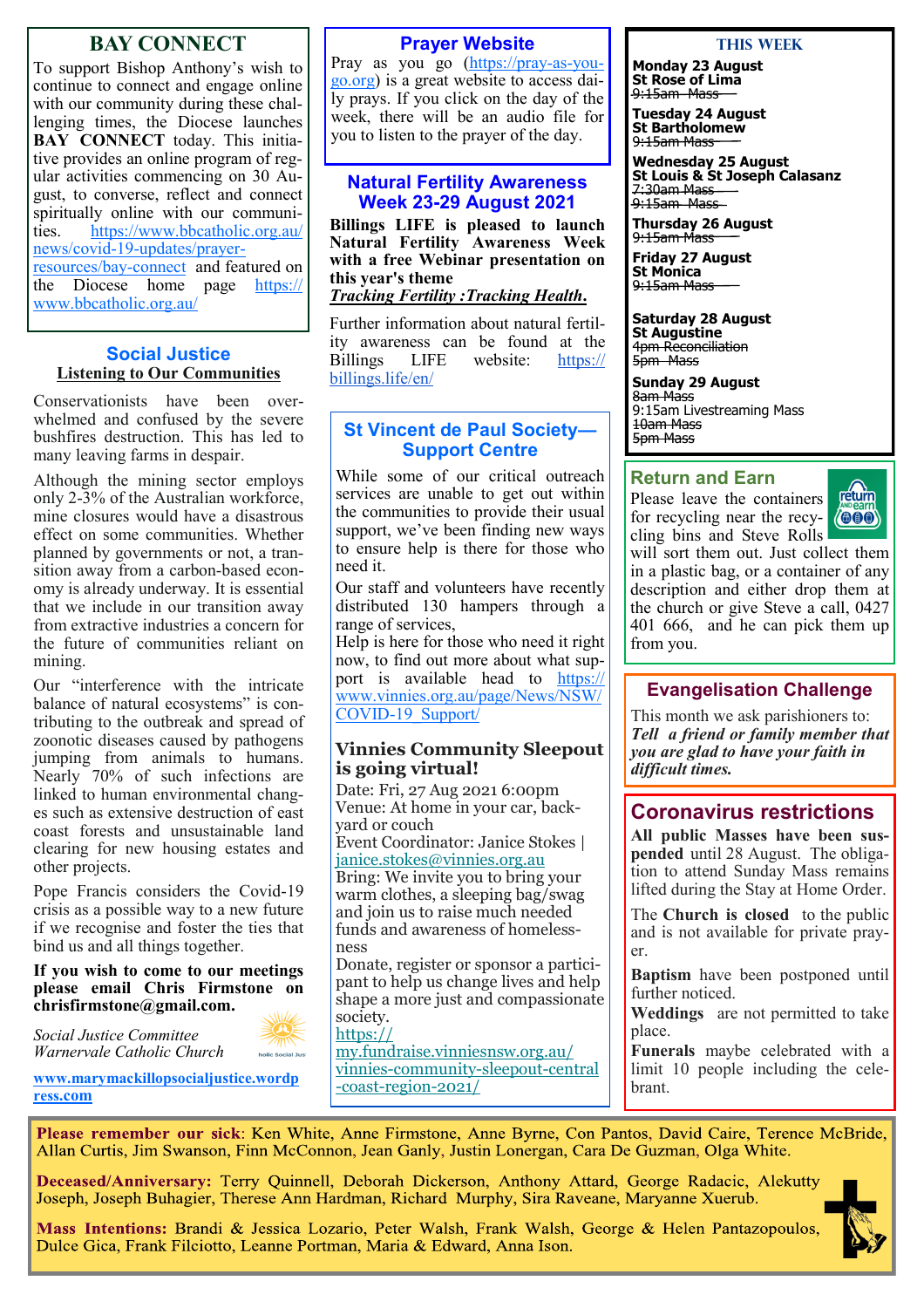## BAY CONNECT

To support Bishop Anthony's wish to continue to connect and engage online with our community during these challenging times, the Diocese launches **BAY CONNECT** today. This initiative provides an online program of regular activities commencing on 30 August, to converse, reflect and connect spiritually online with our communities. https://www.bbcatholic.org.au/news/covid-19-updates/prayer-resources/bay-connect and featured on the Diocese home page https://www.bbcatholic.org.au/

## Social Justice

**Listening to Our Communities**

Conservationists have been overwhelmed and confused by the severe bushfires destruction. This has led to many leaving farms in despair.

Although the mining sector employs only 2-3% of the Australian workforce, mine closures would have a disastrous effect on some communities. Whether planned by governments or not, a transition away from a carbon-based economy is already underway. It is essential that we include in our transition away from extractive industries a concern for the future of communities reliant on mining.

Our "interference with the intricate balance of natural ecosystems" is contributing to the outbreak and spread of zoonotic diseases caused by pathogens jumping from animals to humans. Nearly 70% of such infections are linked to human environmental changes such as extensive destruction of east coast forests and unsustainable land clearing for new housing estates and other projects.

Pope Francis considers the Covid-19 crisis as a possible way to a new future if we recognise and foster the ties that bind us and all things together.

**If you wish to come to our meetings please email Chris Firmstone on chrisfirmstone@gmail.com.**

*Social Justice Committee*
*Warnervale Catholic Church*

**www.marymackillopsocialjustice.wordpress.com**

## Prayer Website

Pray as you go (https://pray-as-you-go.org) is a great website to access daily prays. If you click on the day of the week, there will be an audio file for you to listen to the prayer of the day.

## Natural Fertility Awareness Week 23-29 August 2021

**Billings LIFE is pleased to launch Natural Fertility Awareness Week with a free Webinar presentation on this year's theme**
***Tracking Fertility :Tracking Health.***

Further information about natural fertility awareness can be found at the Billings LIFE website: https://billings.life/en/

## St Vincent de Paul Society—Support Centre

While some of our critical outreach services are unable to get out within the communities to provide their usual support, we've been finding new ways to ensure help is there for those who need it.

Our staff and volunteers have recently distributed 130 hampers through a range of services,

Help is here for those who need it right now, to find out more about what support is available head to https://www.vinnies.org.au/page/News/NSW/COVID-19_Support/

### Vinnies Community Sleepout is going virtual!

Date: Fri, 27 Aug 2021 6:00pm
Venue: At home in your car, backyard or couch
Event Coordinator: Janice Stokes | janice.stokes@vinnies.org.au
Bring: We invite you to bring your warm clothes, a sleeping bag/swag and join us to raise much needed funds and awareness of homelessness
Donate, register or sponsor a participant to help us change lives and help shape a more just and compassionate society.
https://my.fundraise.vinniesnsw.org.au/vinnies-community-sleepout-central-coast-region-2021/

## THIS WEEK

**Monday 23 August**
**St Rose of Lima**
~~9:15am Mass~~

**Tuesday 24 August**
**St Bartholomew**
~~9:15am Mass~~

**Wednesday 25 August**
**St Louis & St Joseph Calasanz**
~~7:30am Mass~~
~~9:15am Mass~~

**Thursday 26 August**
~~9:15am Mass~~

**Friday 27 August**
**St Monica**
~~9:15am Mass~~

**Saturday 28 August**
**St Augustine**
~~4pm Reconciliation~~
~~5pm Mass~~

**Sunday 29 August**
~~8am Mass~~
9:15am Livestreaming Mass
~~10am Mass~~
~~5pm Mass~~

## Return and Earn

Please leave the containers for recycling near the recycling bins and Steve Rolls will sort them out. Just collect them in a plastic bag, or a container of any description and either drop them at the church or give Steve a call, 0427 401 666, and he can pick them up from you.

## Evangelisation Challenge

This month we ask parishioners to:
***Tell a friend or family member that you are glad to have your faith in difficult times.***

## Coronavirus restrictions

**All public Masses have been suspended** until 28 August. The obligation to attend Sunday Mass remains lifted during the Stay at Home Order.

The **Church is closed** to the public and is not available for private prayer.

**Baptism** have been postponed until further noticed.

**Weddings** are not permitted to take place.

**Funerals** maybe celebrated with a limit 10 people including the celebrant.

**Please remember our sick**: Ken White, Anne Firmstone, Anne Byrne, Con Pantos, David Caire, Terence McBride, Allan Curtis, Jim Swanson, Finn McConnon, Jean Ganly, Justin Lonergan, Cara De Guzman, Olga White.

**Deceased/Anniversary:** Terry Quinnell, Deborah Dickerson, Anthony Attard, George Radacic, Alekutty Joseph, Joseph Buhagier, Therese Ann Hardman, Richard Murphy, Sira Raveane, Maryanne Xuerub.

**Mass Intentions:** Brandi & Jessica Lozario, Peter Walsh, Frank Walsh, George & Helen Pantazopoulos, Dulce Gica, Frank Filciotto, Leanne Portman, Maria & Edward, Anna Ison.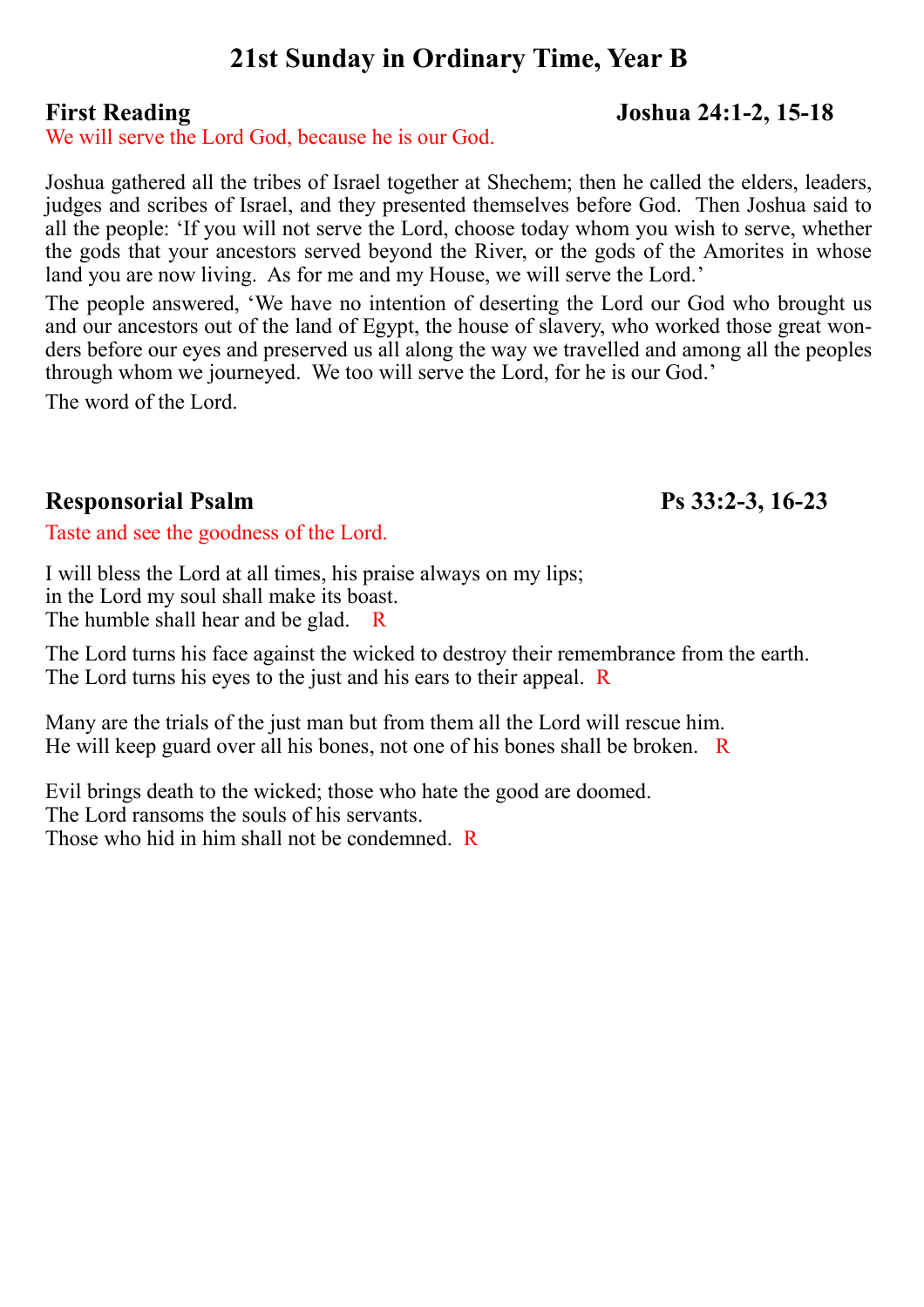# 21st Sunday in Ordinary Time, Year B

## First Reading — Joshua 24:1-2, 15-18

We will serve the Lord God, because he is our God.

Joshua gathered all the tribes of Israel together at Shechem; then he called the elders, leaders, judges and scribes of Israel, and they presented themselves before God. Then Joshua said to all the people: 'If you will not serve the Lord, choose today whom you wish to serve, whether the gods that your ancestors served beyond the River, or the gods of the Amorites in whose land you are now living. As for me and my House, we will serve the Lord.'

The people answered, 'We have no intention of deserting the Lord our God who brought us and our ancestors out of the land of Egypt, the house of slavery, who worked those great wonders before our eyes and preserved us all along the way we travelled and among all the peoples through whom we journeyed. We too will serve the Lord, for he is our God.'

The word of the Lord.

## Responsorial Psalm — Ps 33:2-3, 16-23

Taste and see the goodness of the Lord.

I will bless the Lord at all times, his praise always on my lips;  
in the Lord my soul shall make its boast.  
The humble shall hear and be glad. R

The Lord turns his face against the wicked to destroy their remembrance from the earth.  
The Lord turns his eyes to the just and his ears to their appeal. R

Many are the trials of the just man but from them all the Lord will rescue him.  
He will keep guard over all his bones, not one of his bones shall be broken. R

Evil brings death to the wicked; those who hate the good are doomed.  
The Lord ransoms the souls of his servants.  
Those who hid in him shall not be condemned. R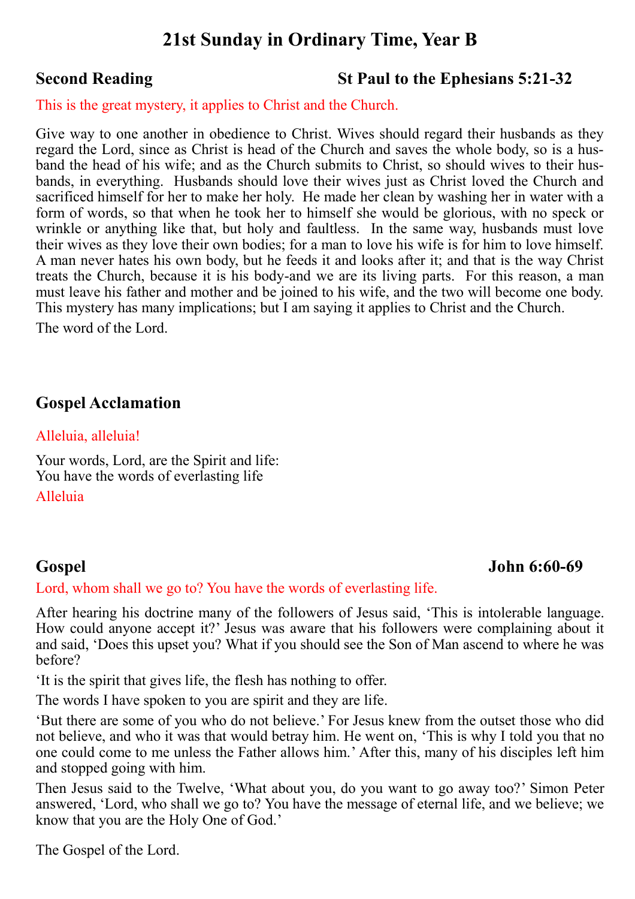# 21st Sunday in Ordinary Time, Year B

## Second Reading — St Paul to the Ephesians 5:21-32

This is the great mystery, it applies to Christ and the Church.

Give way to one another in obedience to Christ. Wives should regard their husbands as they regard the Lord, since as Christ is head of the Church and saves the whole body, so is a husband the head of his wife; and as the Church submits to Christ, so should wives to their husbands, in everything. Husbands should love their wives just as Christ loved the Church and sacrificed himself for her to make her holy. He made her clean by washing her in water with a form of words, so that when he took her to himself she would be glorious, with no speck or wrinkle or anything like that, but holy and faultless. In the same way, husbands must love their wives as they love their own bodies; for a man to love his wife is for him to love himself. A man never hates his own body, but he feeds it and looks after it; and that is the way Christ treats the Church, because it is his body-and we are its living parts. For this reason, a man must leave his father and mother and be joined to his wife, and the two will become one body. This mystery has many implications; but I am saying it applies to Christ and the Church.

The word of the Lord.

## Gospel Acclamation

Alleluia, alleluia!

Your words, Lord, are the Spirit and life:
You have the words of everlasting life

Alleluia

## Gospel — John 6:60-69

Lord, whom shall we go to? You have the words of everlasting life.

After hearing his doctrine many of the followers of Jesus said, 'This is intolerable language. How could anyone accept it?' Jesus was aware that his followers were complaining about it and said, 'Does this upset you? What if you should see the Son of Man ascend to where he was before?

'It is the spirit that gives life, the flesh has nothing to offer.

The words I have spoken to you are spirit and they are life.

'But there are some of you who do not believe.' For Jesus knew from the outset those who did not believe, and who it was that would betray him. He went on, 'This is why I told you that no one could come to me unless the Father allows him.' After this, many of his disciples left him and stopped going with him.

Then Jesus said to the Twelve, 'What about you, do you want to go away too?' Simon Peter answered, 'Lord, who shall we go to? You have the message of eternal life, and we believe; we know that you are the Holy One of God.'

The Gospel of the Lord.